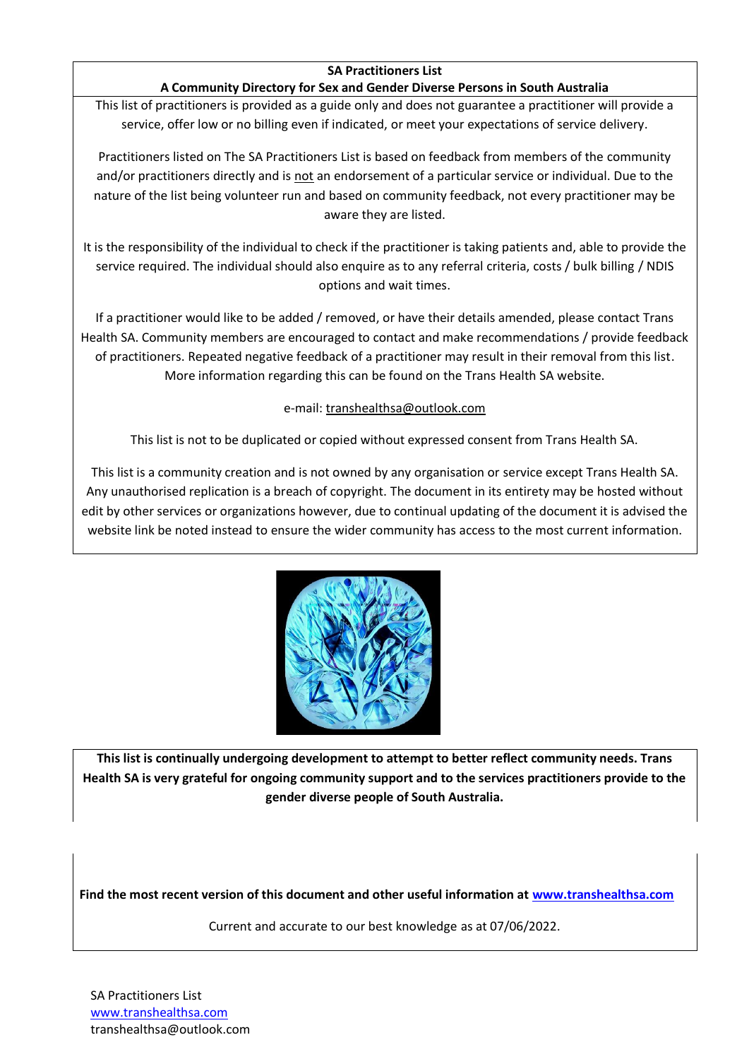# SA Practitioners List

## A Community Directory for Sex and Gender Diverse Persons in South Australia

This list of practitioners is provided as a guide only and does not guarantee a practitioner will provide a service, offer low or no billing even if indicated, or meet your expectations of service delivery.

Practitioners listed on The SA Practitioners List is based on feedback from members of the community and/or practitioners directly and is not an endorsement of a particular service or individual. Due to the nature of the list being volunteer run and based on community feedback, not every practitioner may be aware they are listed.

It is the responsibility of the individual to check if the practitioner is taking patients and, able to provide the service required. The individual should also enquire as to any referral criteria, costs / bulk billing / NDIS options and wait times.

If a practitioner would like to be added / removed, or have their details amended, please contact Trans Health SA. Community members are encouraged to contact and make recommendations / provide feedback of practitioners. Repeated negative feedback of a practitioner may result in their removal from this list. More information regarding this can be found on the Trans Health SA website.

e-mail: transhealthsa@outlook.com

This list is not to be duplicated or copied without expressed consent from Trans Health SA.

This list is a community creation and is not owned by any organisation or service except Trans Health SA. Any unauthorised replication is a breach of copyright. The document in its entirety may be hosted without edit by other services or organizations however, due to continual updating of the document it is advised the website link be noted instead to ensure the wider community has access to the most current information.

**This list is continually undergoing development to attempt to better reflect community needs. Trans Health SA is very grateful for ongoing community support and to the services practitioners provide to the gender diverse people of South Australia.**

**Find the most recent version of this document and other useful information at [www.transhealthsa.com](http://www.transhealthsa.com)**

Current and accurate to our best knowledge as at 07/06/2022.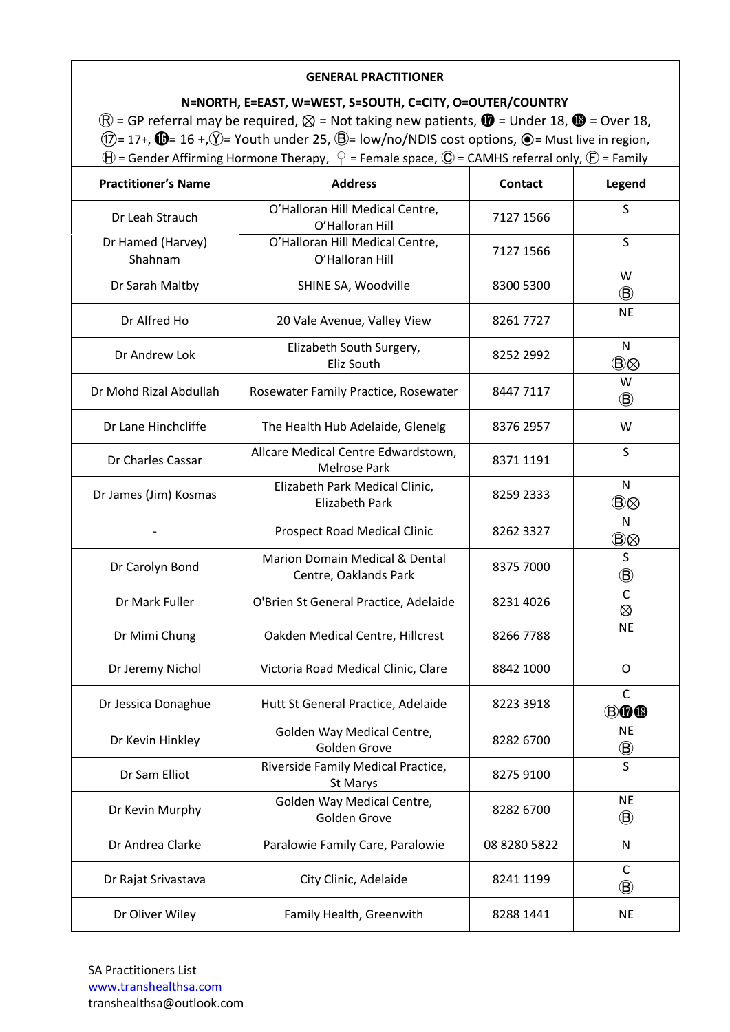| GENERAL PRACTITIONER | | | |
|---|---|---|---|
| N=NORTH, E=EAST, W=WEST, S=SOUTH, C=CITY, O=OUTER/COUNTRY<br>Ⓡ = GP referral may be required, ⊗ = Not taking new patients, ⓱ = Under 18, ⓲ = Over 18, ⑰= 17+, ⓰= 16 +,Ⓨ= Youth under 25, Ⓑ= low/no/NDIS cost options, ⦿= Must live in region, Ⓗ = Gender Affirming Hormone Therapy, ♀ = Female space, Ⓒ = CAMHS referral only, Ⓕ = Family | | | |
| **Practitioner's Name** | **Address** | **Contact** | **Legend** |
| Dr Leah Strauch | O'Halloran Hill Medical Centre, O'Halloran Hill | 7127 1566 | S |
| Dr Hamed (Harvey) Shahnam | O'Halloran Hill Medical Centre, O'Halloran Hill | 7127 1566 | S |
| Dr Sarah Maltby | SHINE SA, Woodville | 8300 5300 | W Ⓑ |
| Dr Alfred Ho | 20 Vale Avenue, Valley View | 8261 7727 | NE |
| Dr Andrew Lok | Elizabeth South Surgery, Eliz South | 8252 2992 | N Ⓑ⊗ |
| Dr Mohd Rizal Abdullah | Rosewater Family Practice, Rosewater | 8447 7117 | W Ⓑ |
| Dr Lane Hinchcliffe | The Health Hub Adelaide, Glenelg | 8376 2957 | W |
| Dr Charles Cassar | Allcare Medical Centre Edwardstown, Melrose Park | 8371 1191 | S |
| Dr James (Jim) Kosmas | Elizabeth Park Medical Clinic, Elizabeth Park | 8259 2333 | N Ⓑ⊗ |
| - | Prospect Road Medical Clinic | 8262 3327 | N Ⓑ⊗ |
| Dr Carolyn Bond | Marion Domain Medical & Dental Centre, Oaklands Park | 8375 7000 | S Ⓑ |
| Dr Mark Fuller | O'Brien St General Practice, Adelaide | 8231 4026 | C ⊗ |
| Dr Mimi Chung | Oakden Medical Centre, Hillcrest | 8266 7788 | NE |
| Dr Jeremy Nichol | Victoria Road Medical Clinic, Clare | 8842 1000 | O |
| Dr Jessica Donaghue | Hutt St General Practice, Adelaide | 8223 3918 | C Ⓑ⓱⓲ |
| Dr Kevin Hinkley | Golden Way Medical Centre, Golden Grove | 8282 6700 | NE Ⓑ |
| Dr Sam Elliot | Riverside Family Medical Practice, St Marys | 8275 9100 | S |
| Dr Kevin Murphy | Golden Way Medical Centre, Golden Grove | 8282 6700 | NE Ⓑ |
| Dr Andrea Clarke | Paralowie Family Care, Paralowie | 08 8280 5822 | N |
| Dr Rajat Srivastava | City Clinic, Adelaide | 8241 1199 | C Ⓑ |
| Dr Oliver Wiley | Family Health, Greenwith | 8288 1441 | NE |

SA Practitioners List
www.transhealthsa.com
transhealthsa@outlook.com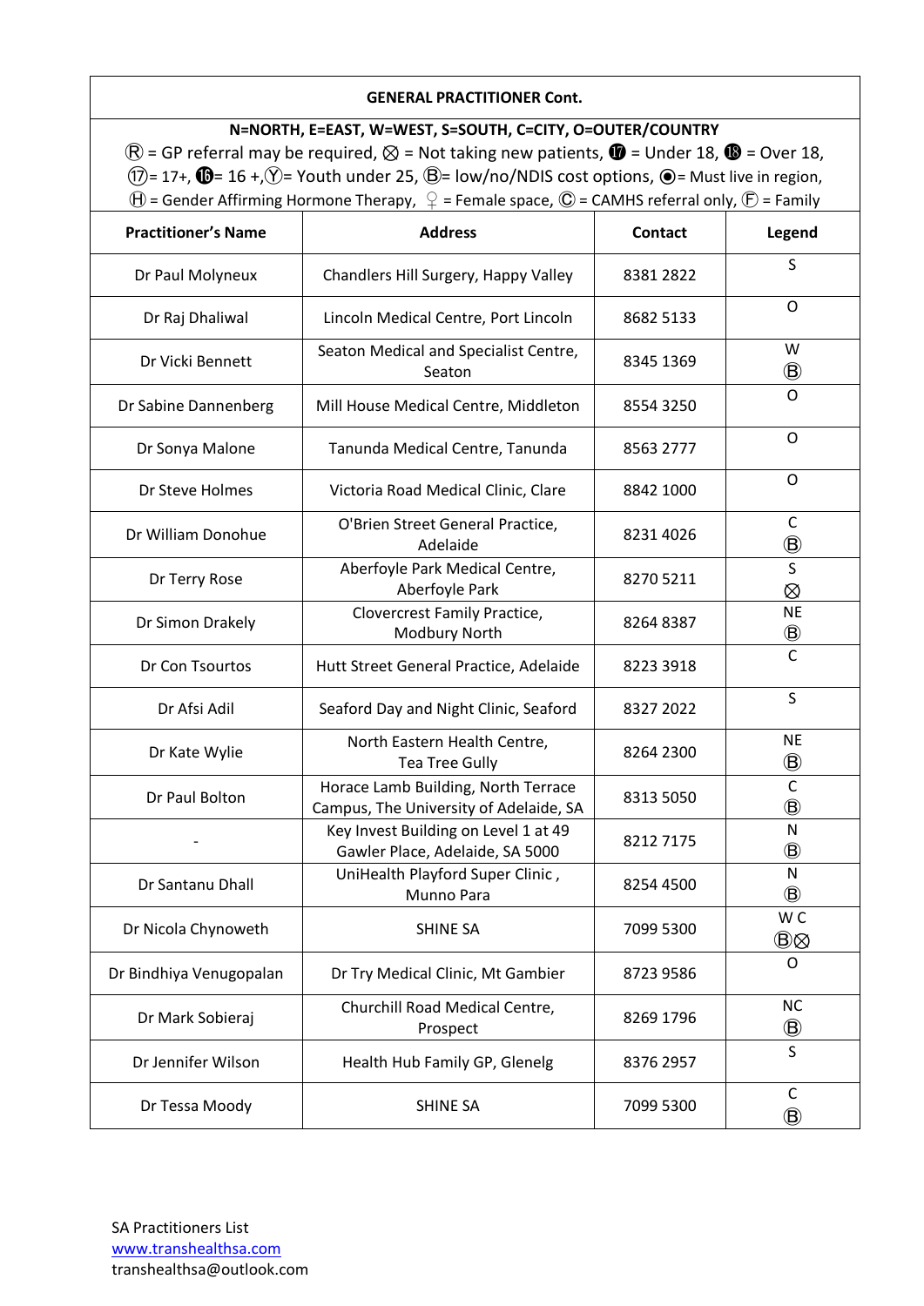| **GENERAL PRACTITIONER Cont.** | | | |
|---|---|---|---|
| **N=NORTH, E=EAST, W=WEST, S=SOUTH, C=CITY, O=OUTER/COUNTRY**<br>Ⓡ = GP referral may be required, ⨂ = Not taking new patients, ⓱ = Under 18, ⓲ = Over 18, ⑰= 17+, ⓰= 16 +,Ⓨ= Youth under 25, Ⓑ= low/no/NDIS cost options, ⦿= Must live in region, Ⓗ = Gender Affirming Hormone Therapy, ♀ = Female space, Ⓒ = CAMHS referral only, Ⓕ = Family | | | |
| **Practitioner's Name** | **Address** | **Contact** | **Legend** |
| Dr Paul Molyneux | Chandlers Hill Surgery, Happy Valley | 8381 2822 | S |
| Dr Raj Dhaliwal | Lincoln Medical Centre, Port Lincoln | 8682 5133 | O |
| Dr Vicki Bennett | Seaton Medical and Specialist Centre, Seaton | 8345 1369 | W Ⓑ |
| Dr Sabine Dannenberg | Mill House Medical Centre, Middleton | 8554 3250 | O |
| Dr Sonya Malone | Tanunda Medical Centre, Tanunda | 8563 2777 | O |
| Dr Steve Holmes | Victoria Road Medical Clinic, Clare | 8842 1000 | O |
| Dr William Donohue | O'Brien Street General Practice, Adelaide | 8231 4026 | C Ⓑ |
| Dr Terry Rose | Aberfoyle Park Medical Centre, Aberfoyle Park | 8270 5211 | S ⨂ |
| Dr Simon Drakely | Clovercrest Family Practice, Modbury North | 8264 8387 | NE Ⓑ |
| Dr Con Tsourtos | Hutt Street General Practice, Adelaide | 8223 3918 | C |
| Dr Afsi Adil | Seaford Day and Night Clinic, Seaford | 8327 2022 | S |
| Dr Kate Wylie | North Eastern Health Centre, Tea Tree Gully | 8264 2300 | NE Ⓑ |
| Dr Paul Bolton | Horace Lamb Building, North Terrace Campus, The University of Adelaide, SA | 8313 5050 | C Ⓑ |
| - | Key Invest Building on Level 1 at 49 Gawler Place, Adelaide, SA 5000 | 8212 7175 | N Ⓑ |
| Dr Santanu Dhall | UniHealth Playford Super Clinic , Munno Para | 8254 4500 | N Ⓑ |
| Dr Nicola Chynoweth | SHINE SA | 7099 5300 | W C Ⓑ⨂ |
| Dr Bindhiya Venugopalan | Dr Try Medical Clinic, Mt Gambier | 8723 9586 | O |
| Dr Mark Sobieraj | Churchill Road Medical Centre, Prospect | 8269 1796 | NC Ⓑ |
| Dr Jennifer Wilson | Health Hub Family GP, Glenelg | 8376 2957 | S |
| Dr Tessa Moody | SHINE SA | 7099 5300 | C Ⓑ |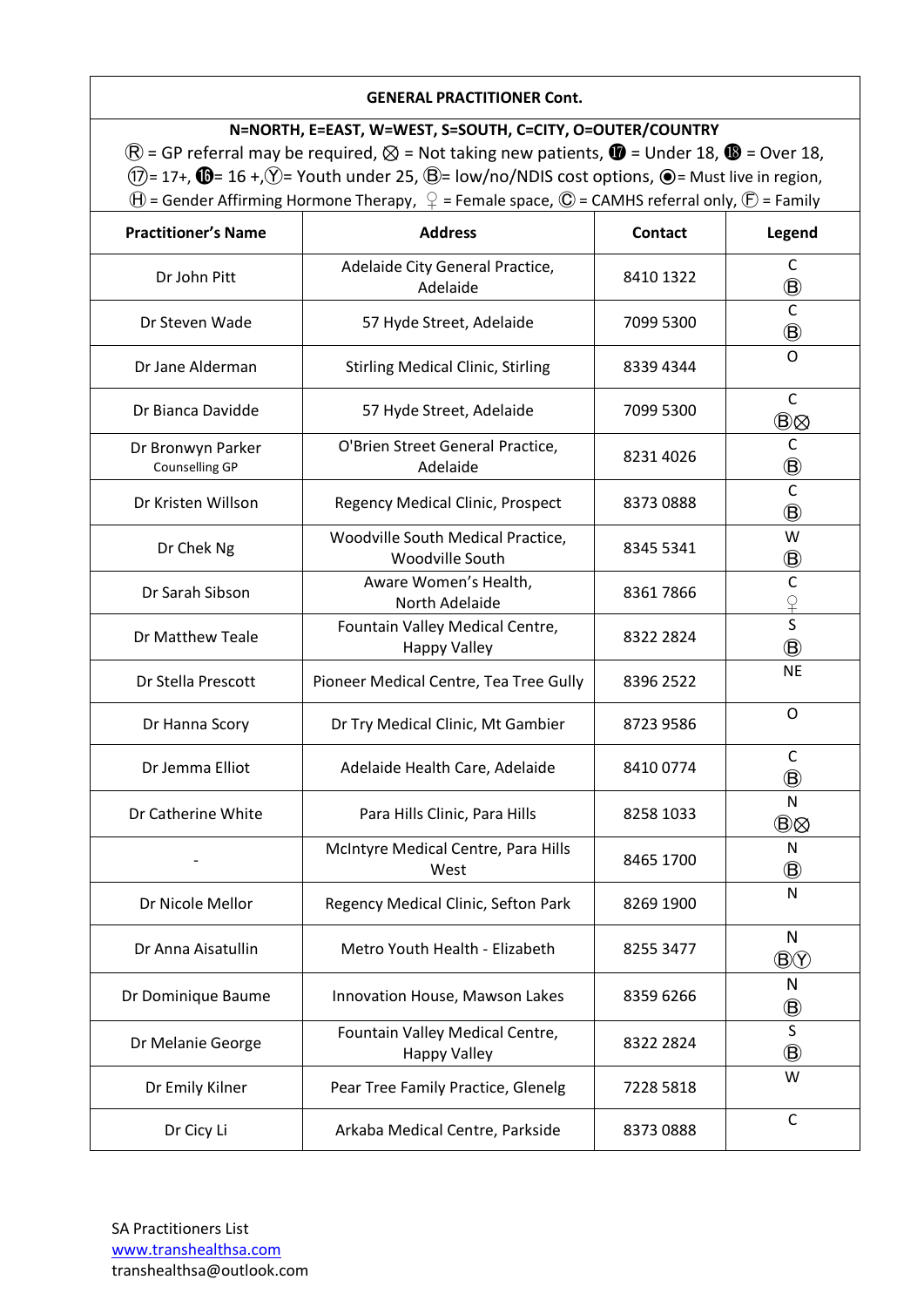| GENERAL PRACTITIONER Cont. | | | |
|---|---|---|---|
| N=NORTH, E=EAST, W=WEST, S=SOUTH, C=CITY, O=OUTER/COUNTRY<br>Ⓡ = GP referral may be required, ⨂ = Not taking new patients, ⓱ = Under 18, ⓲ = Over 18, ⑰= 17+, ⓰= 16 +,Ⓨ= Youth under 25, Ⓑ= low/no/NDIS cost options, ⦿= Must live in region, Ⓗ = Gender Affirming Hormone Therapy, ♀ = Female space, Ⓒ = CAMHS referral only, Ⓕ = Family | | | |
| **Practitioner's Name** | **Address** | **Contact** | **Legend** |
| Dr John Pitt | Adelaide City General Practice, Adelaide | 8410 1322 | C Ⓑ |
| Dr Steven Wade | 57 Hyde Street, Adelaide | 7099 5300 | C Ⓑ |
| Dr Jane Alderman | Stirling Medical Clinic, Stirling | 8339 4344 | O |
| Dr Bianca Davidde | 57 Hyde Street, Adelaide | 7099 5300 | C Ⓑ⨂ |
| Dr Bronwyn Parker<br>Counselling GP | O'Brien Street General Practice, Adelaide | 8231 4026 | C Ⓑ |
| Dr Kristen Willson | Regency Medical Clinic, Prospect | 8373 0888 | C Ⓑ |
| Dr Chek Ng | Woodville South Medical Practice, Woodville South | 8345 5341 | W Ⓑ |
| Dr Sarah Sibson | Aware Women's Health, North Adelaide | 8361 7866 | C ♀ |
| Dr Matthew Teale | Fountain Valley Medical Centre, Happy Valley | 8322 2824 | S Ⓑ |
| Dr Stella Prescott | Pioneer Medical Centre, Tea Tree Gully | 8396 2522 | NE |
| Dr Hanna Scory | Dr Try Medical Clinic, Mt Gambier | 8723 9586 | O |
| Dr Jemma Elliot | Adelaide Health Care, Adelaide | 8410 0774 | C Ⓑ |
| Dr Catherine White | Para Hills Clinic, Para Hills | 8258 1033 | N Ⓑ⨂ |
| - | McIntyre Medical Centre, Para Hills West | 8465 1700 | N Ⓑ |
| Dr Nicole Mellor | Regency Medical Clinic, Sefton Park | 8269 1900 | N |
| Dr Anna Aisatullin | Metro Youth Health - Elizabeth | 8255 3477 | N ⒷⓎ |
| Dr Dominique Baume | Innovation House, Mawson Lakes | 8359 6266 | N Ⓑ |
| Dr Melanie George | Fountain Valley Medical Centre, Happy Valley | 8322 2824 | S Ⓑ |
| Dr Emily Kilner | Pear Tree Family Practice, Glenelg | 7228 5818 | W |
| Dr Cicy Li | Arkaba Medical Centre, Parkside | 8373 0888 | C |

SA Practitioners List
www.transhealthsa.com
transhealthsa@outlook.com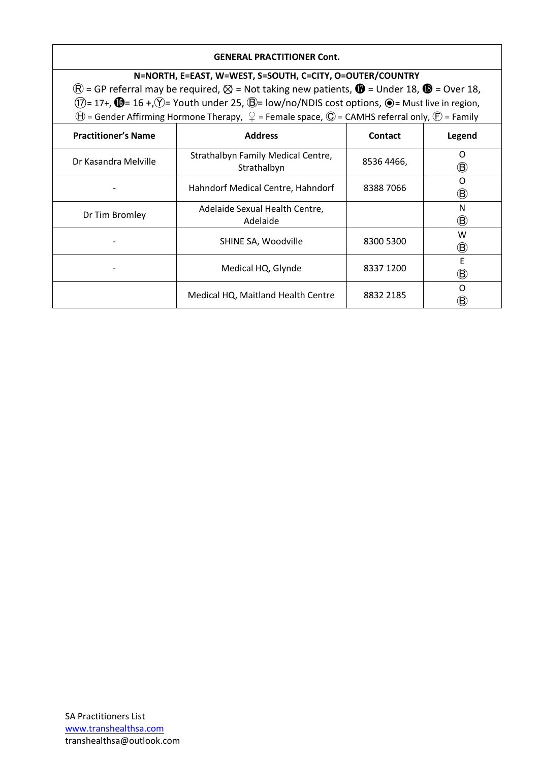| GENERAL PRACTITIONER Cont. | | | |
|---|---|---|---|
| N=NORTH, E=EAST, W=WEST, S=SOUTH, C=CITY, O=OUTER/COUNTRY<br>Ⓡ = GP referral may be required, ⨂ = Not taking new patients, ⓱ = Under 18, ⓲ = Over 18, ⑰= 17+, ⓰= 16 +,Ⓨ= Youth under 25, Ⓑ= low/no/NDIS cost options, ◉= Must live in region, Ⓗ = Gender Affirming Hormone Therapy, ♀ = Female space, Ⓒ = CAMHS referral only, Ⓕ = Family | | | |
| **Practitioner's Name** | **Address** | **Contact** | **Legend** |
| Dr Kasandra Melville | Strathalbyn Family Medical Centre, Strathalbyn | 8536 4466, | O Ⓑ |
| - | Hahndorf Medical Centre, Hahndorf | 8388 7066 | O Ⓑ |
| Dr Tim Bromley | Adelaide Sexual Health Centre, Adelaide | | N Ⓑ |
| - | SHINE SA, Woodville | 8300 5300 | W Ⓑ |
| - | Medical HQ, Glynde | 8337 1200 | E Ⓑ |
| | Medical HQ, Maitland Health Centre | 8832 2185 | O Ⓑ |

SA Practitioners List
www.transhealthsa.com
transhealthsa@outlook.com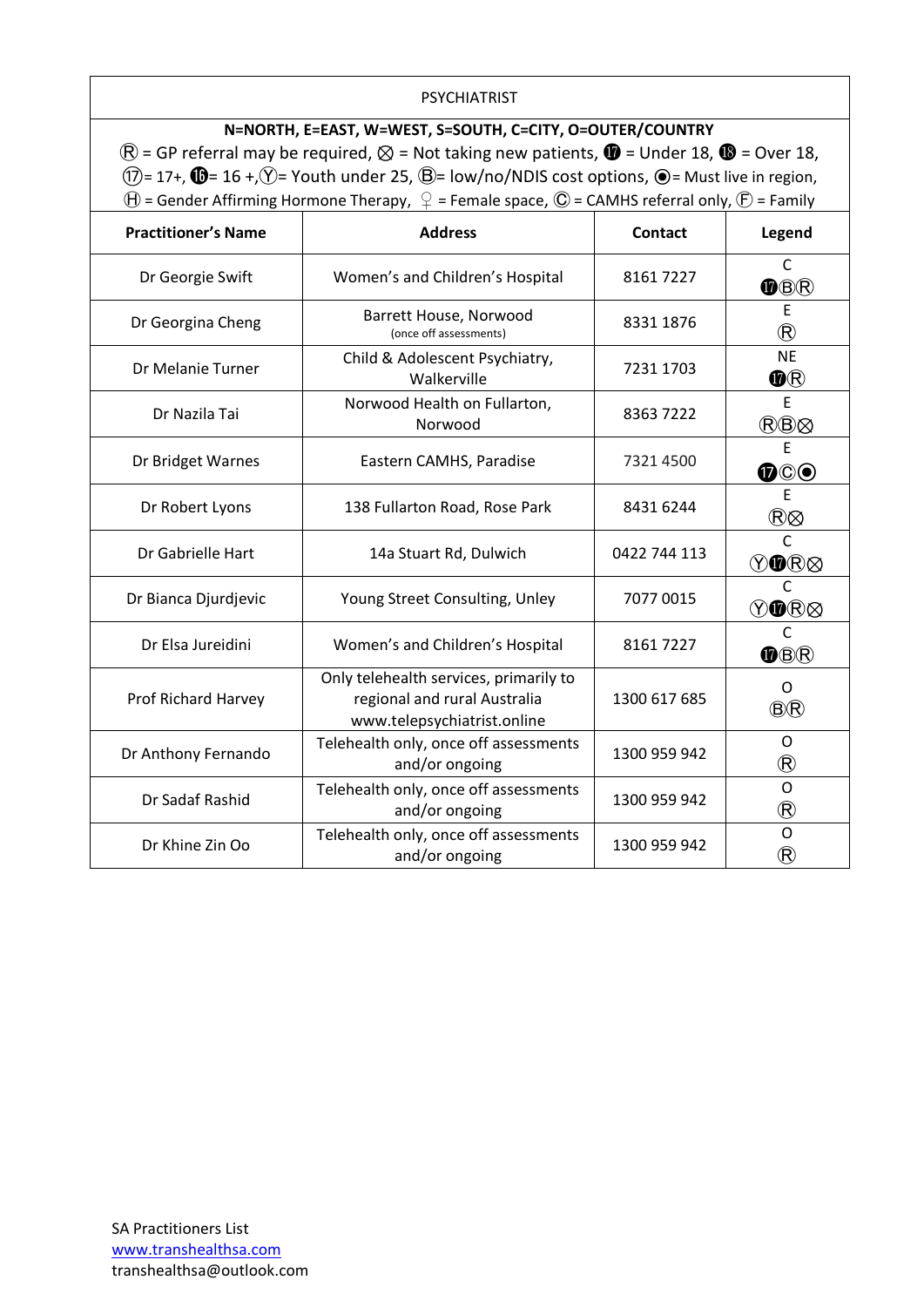| PSYCHIATRIST | | | |
|---|---|---|---|
| **N=NORTH, E=EAST, W=WEST, S=SOUTH, C=CITY, O=OUTER/COUNTRY** Ⓡ = GP referral may be required, ⨂ = Not taking new patients, ⓱ = Under 18, ⓲ = Over 18, ⑰= 17+, ⓰= 16 +,Ⓨ= Youth under 25, Ⓑ= low/no/NDIS cost options, ⦿= Must live in region, Ⓗ = Gender Affirming Hormone Therapy, ♀ = Female space, Ⓒ = CAMHS referral only, Ⓕ = Family | | | |
| **Practitioner's Name** | **Address** | **Contact** | **Legend** |
| Dr Georgie Swift | Women's and Children's Hospital | 8161 7227 | C ⓱ⒷⓇ |
| Dr Georgina Cheng | Barrett House, Norwood (once off assessments) | 8331 1876 | E Ⓡ |
| Dr Melanie Turner | Child & Adolescent Psychiatry, Walkerville | 7231 1703 | NE ⓱Ⓡ |
| Dr Nazila Tai | Norwood Health on Fullarton, Norwood | 8363 7222 | E ⓇⒷ⨂ |
| Dr Bridget Warnes | Eastern CAMHS, Paradise | 7321 4500 | E ⓱Ⓒ⦿ |
| Dr Robert Lyons | 138 Fullarton Road, Rose Park | 8431 6244 | E Ⓡ⨂ |
| Dr Gabrielle Hart | 14a Stuart Rd, Dulwich | 0422 744 113 | C Ⓨ⓱Ⓡ⨂ |
| Dr Bianca Djurdjevic | Young Street Consulting, Unley | 7077 0015 | C Ⓨ⓱Ⓡ⨂ |
| Dr Elsa Jureidini | Women's and Children's Hospital | 8161 7227 | C ⓱ⒷⓇ |
| Prof Richard Harvey | Only telehealth services, primarily to regional and rural Australia www.telepsychiatrist.online | 1300 617 685 | O ⒷⓇ |
| Dr Anthony Fernando | Telehealth only, once off assessments and/or ongoing | 1300 959 942 | O Ⓡ |
| Dr Sadaf Rashid | Telehealth only, once off assessments and/or ongoing | 1300 959 942 | O Ⓡ |
| Dr Khine Zin Oo | Telehealth only, once off assessments and/or ongoing | 1300 959 942 | O Ⓡ |

SA Practitioners List
www.transhealthsa.com
transhealthsa@outlook.com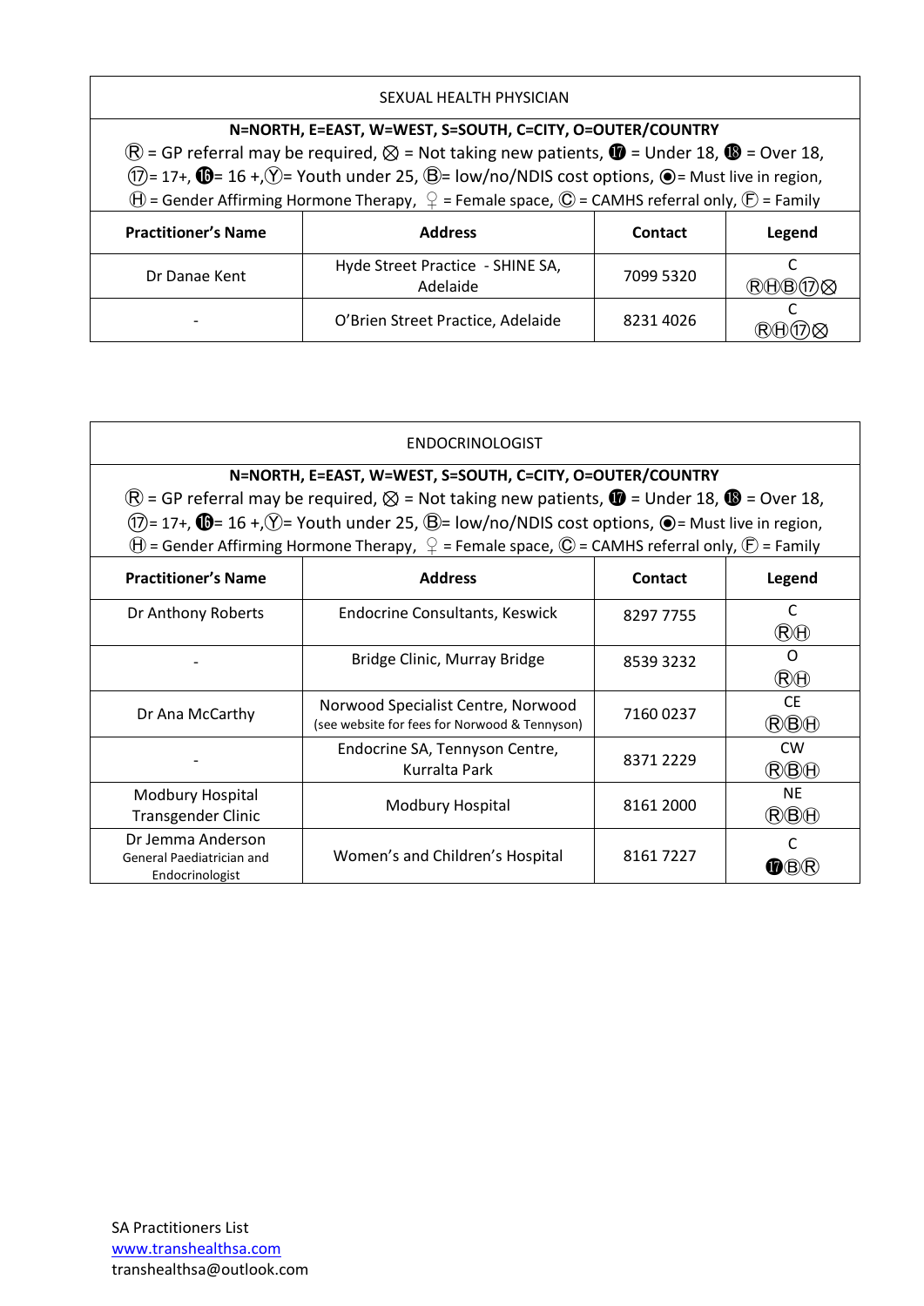| SEXUAL HEALTH PHYSICIAN | | | |
|---|---|---|---|
| **N=NORTH, E=EAST, W=WEST, S=SOUTH, C=CITY, O=OUTER/COUNTRY** Ⓡ = GP referral may be required, ⨂ = Not taking new patients, ⓱ = Under 18, ⓲ = Over 18, ⑰= 17+, ⓰= 16 +,Ⓨ= Youth under 25, Ⓑ= low/no/NDIS cost options, ◉= Must live in region, Ⓗ = Gender Affirming Hormone Therapy, ♀ = Female space, Ⓒ = CAMHS referral only, Ⓕ = Family | | | |
| **Practitioner's Name** | **Address** | **Contact** | **Legend** |
| Dr Danae Kent | Hyde Street Practice - SHINE SA, Adelaide | 7099 5320 | C ⓇⒽⒷ⑰⨂ |
| - | O'Brien Street Practice, Adelaide | 8231 4026 | C ⓇⒽ⑰⨂ |

| ENDOCRINOLOGIST | | | |
|---|---|---|---|
| **N=NORTH, E=EAST, W=WEST, S=SOUTH, C=CITY, O=OUTER/COUNTRY** Ⓡ = GP referral may be required, ⨂ = Not taking new patients, ⓱ = Under 18, ⓲ = Over 18, ⑰= 17+, ⓰= 16 +,Ⓨ= Youth under 25, Ⓑ= low/no/NDIS cost options, ◉= Must live in region, Ⓗ = Gender Affirming Hormone Therapy, ♀ = Female space, Ⓒ = CAMHS referral only, Ⓕ = Family | | | |
| **Practitioner's Name** | **Address** | **Contact** | **Legend** |
| Dr Anthony Roberts | Endocrine Consultants, Keswick | 8297 7755 | C ⓇⒽ |
| - | Bridge Clinic, Murray Bridge | 8539 3232 | O ⓇⒽ |
| Dr Ana McCarthy | Norwood Specialist Centre, Norwood (see website for fees for Norwood & Tennyson) | 7160 0237 | CE ⓇⒷⒽ |
| - | Endocrine SA, Tennyson Centre, Kurralta Park | 8371 2229 | CW ⓇⒷⒽ |
| Modbury Hospital Transgender Clinic | Modbury Hospital | 8161 2000 | NE ⓇⒷⒽ |
| Dr Jemma Anderson General Paediatrician and Endocrinologist | Women's and Children's Hospital | 8161 7227 | C ⓱ⒷⓇ |

SA Practitioners List
www.transhealthsa.com
transhealthsa@outlook.com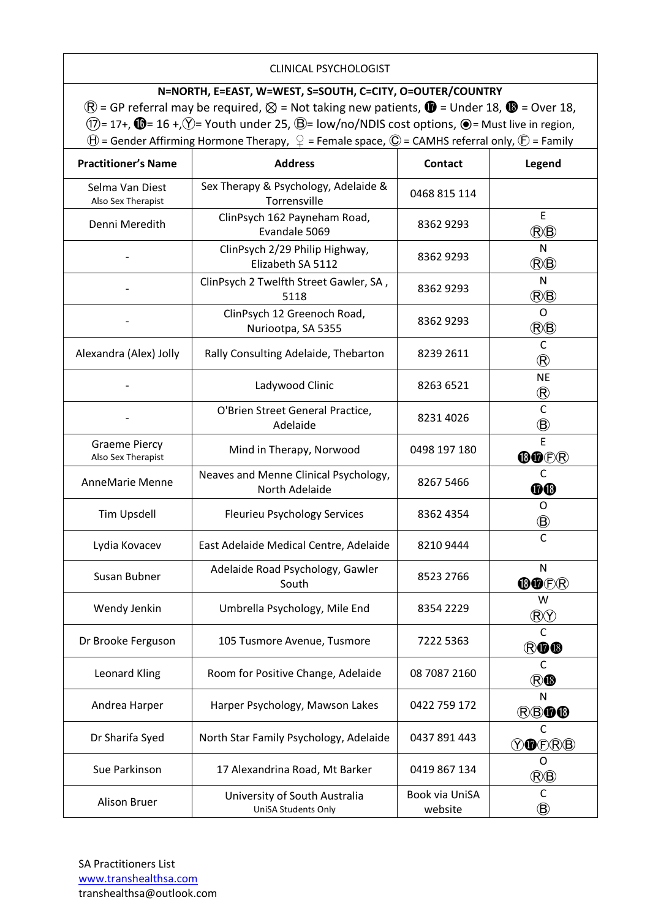| CLINICAL PSYCHOLOGIST | | | |
|---|---|---|---|
| **N=NORTH, E=EAST, W=WEST, S=SOUTH, C=CITY, O=OUTER/COUNTRY** Ⓡ = GP referral may be required, ⊗ = Not taking new patients, ⓱ = Under 18, ⓲ = Over 18, ⑰= 17+, ⓰= 16 +,Ⓨ= Youth under 25, Ⓑ= low/no/NDIS cost options, ⦿= Must live in region, Ⓗ = Gender Affirming Hormone Therapy, ♀ = Female space, Ⓒ = CAMHS referral only, Ⓕ = Family | | | |
| **Practitioner's Name** | **Address** | **Contact** | **Legend** |
| Selma Van Diest<br>Also Sex Therapist | Sex Therapy & Psychology, Adelaide & Torrensville | 0468 815 114 | |
| Denni Meredith | ClinPsych 162 Payneham Road, Evandale 5069 | 8362 9293 | E<br>ⓇⒷ |
| - | ClinPsych 2/29 Philip Highway, Elizabeth SA 5112 | 8362 9293 | N<br>ⓇⒷ |
| - | ClinPsych 2 Twelfth Street Gawler, SA , 5118 | 8362 9293 | N<br>ⓇⒷ |
| - | ClinPsych 12 Greenoch Road, Nuriootpa, SA 5355 | 8362 9293 | O<br>ⓇⒷ |
| Alexandra (Alex) Jolly | Rally Consulting Adelaide, Thebarton | 8239 2611 | C<br>Ⓡ |
| - | Ladywood Clinic | 8263 6521 | NE<br>Ⓡ |
| - | O'Brien Street General Practice, Adelaide | 8231 4026 | C<br>Ⓑ |
| Graeme Piercy<br>Also Sex Therapist | Mind in Therapy, Norwood | 0498 197 180 | E<br>⓲⓱ⒻⓇ |
| AnneMarie Menne | Neaves and Menne Clinical Psychology, North Adelaide | 8267 5466 | C<br>⓱⓲ |
| Tim Upsdell | Fleurieu Psychology Services | 8362 4354 | O<br>Ⓑ |
| Lydia Kovacev | East Adelaide Medical Centre, Adelaide | 8210 9444 | C |
| Susan Bubner | Adelaide Road Psychology, Gawler South | 8523 2766 | N<br>⓲⓱ⒻⓇ |
| Wendy Jenkin | Umbrella Psychology, Mile End | 8354 2229 | W<br>ⓇⓎ |
| Dr Brooke Ferguson | 105 Tusmore Avenue, Tusmore | 7222 5363 | C<br>Ⓡ⓱⓲ |
| Leonard Kling | Room for Positive Change, Adelaide | 08 7087 2160 | C<br>Ⓡ⓲ |
| Andrea Harper | Harper Psychology, Mawson Lakes | 0422 759 172 | N<br>ⓇⒷ⓱⓲ |
| Dr Sharifa Syed | North Star Family Psychology, Adelaide | 0437 891 443 | C<br>Ⓨ⓱ⒻⓇⒷ |
| Sue Parkinson | 17 Alexandrina Road, Mt Barker | 0419 867 134 | O<br>ⓇⒷ |
| Alison Bruer | University of South Australia<br>UniSA Students Only | Book via UniSA website | C<br>Ⓑ |

SA Practitioners List
www.transhealthsa.com
transhealthsa@outlook.com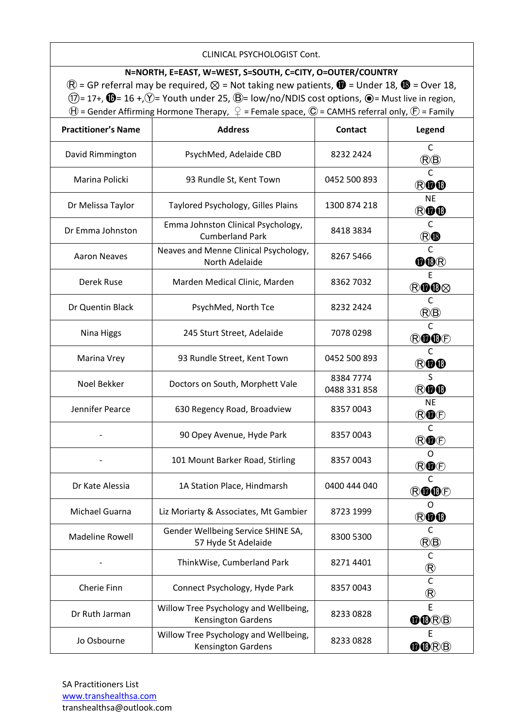| CLINICAL PSYCHOLOGIST Cont. | | | |
|---|---|---|---|
| **N=NORTH, E=EAST, W=WEST, S=SOUTH, C=CITY, O=OUTER/COUNTRY** Ⓡ = GP referral may be required, ⨂ = Not taking new patients, ⓱ = Under 18, ⓲ = Over 18, ⑰= 17+, ⓰= 16 +,Ⓨ= Youth under 25, Ⓑ= low/no/NDIS cost options, ⦿= Must live in region, Ⓗ = Gender Affirming Hormone Therapy, ♀ = Female space, Ⓒ = CAMHS referral only, Ⓕ = Family | | | |
| **Practitioner's Name** | **Address** | **Contact** | **Legend** |
| David Rimmington | PsychMed, Adelaide CBD | 8232 2424 | C ⓇⒷ |
| Marina Policki | 93 Rundle St, Kent Town | 0452 500 893 | C Ⓡ⓱⓲ |
| Dr Melissa Taylor | Taylored Psychology, Gilles Plains | 1300 874 218 | NE Ⓡ⓱⓲ |
| Dr Emma Johnston | Emma Johnston Clinical Psychology, Cumberland Park | 8418 3834 | C Ⓡ⓲ |
| Aaron Neaves | Neaves and Menne Clinical Psychology, North Adelaide | 8267 5466 | C ⓱⓲Ⓡ |
| Derek Ruse | Marden Medical Clinic, Marden | 8362 7032 | E Ⓡ⓱⓲⨂ |
| Dr Quentin Black | PsychMed, North Tce | 8232 2424 | C ⓇⒷ |
| Nina Higgs | 245 Sturt Street, Adelaide | 7078 0298 | C Ⓡ⓱⓲Ⓕ |
| Marina Vrey | 93 Rundle Street, Kent Town | 0452 500 893 | C Ⓡ⓱⓲ |
| Noel Bekker | Doctors on South, Morphett Vale | 8384 7774 0488 331 858 | S Ⓡ⓱⓲ |
| Jennifer Pearce | 630 Regency Road, Broadview | 8357 0043 | NE Ⓡ⓱Ⓕ |
| - | 90 Opey Avenue, Hyde Park | 8357 0043 | C Ⓡ⓱Ⓕ |
| - | 101 Mount Barker Road, Stirling | 8357 0043 | O Ⓡ⓱Ⓕ |
| Dr Kate Alessia | 1A Station Place, Hindmarsh | 0400 444 040 | C Ⓡ⓱⓲Ⓕ |
| Michael Guarna | Liz Moriarty & Associates, Mt Gambier | 8723 1999 | O Ⓡ⓱⓲ |
| Madeline Rowell | Gender Wellbeing Service SHINE SA, 57 Hyde St Adelaide | 8300 5300 | C ⓇⒷ |
| - | ThinkWise, Cumberland Park | 8271 4401 | C Ⓡ |
| Cherie Finn | Connect Psychology, Hyde Park | 8357 0043 | C Ⓡ |
| Dr Ruth Jarman | Willow Tree Psychology and Wellbeing, Kensington Gardens | 8233 0828 | E ⓱⓲ⓇⒷ |
| Jo Osbourne | Willow Tree Psychology and Wellbeing, Kensington Gardens | 8233 0828 | E ⓱⓲ⓇⒷ |

SA Practitioners List
www.transhealthsa.com
transhealthsa@outlook.com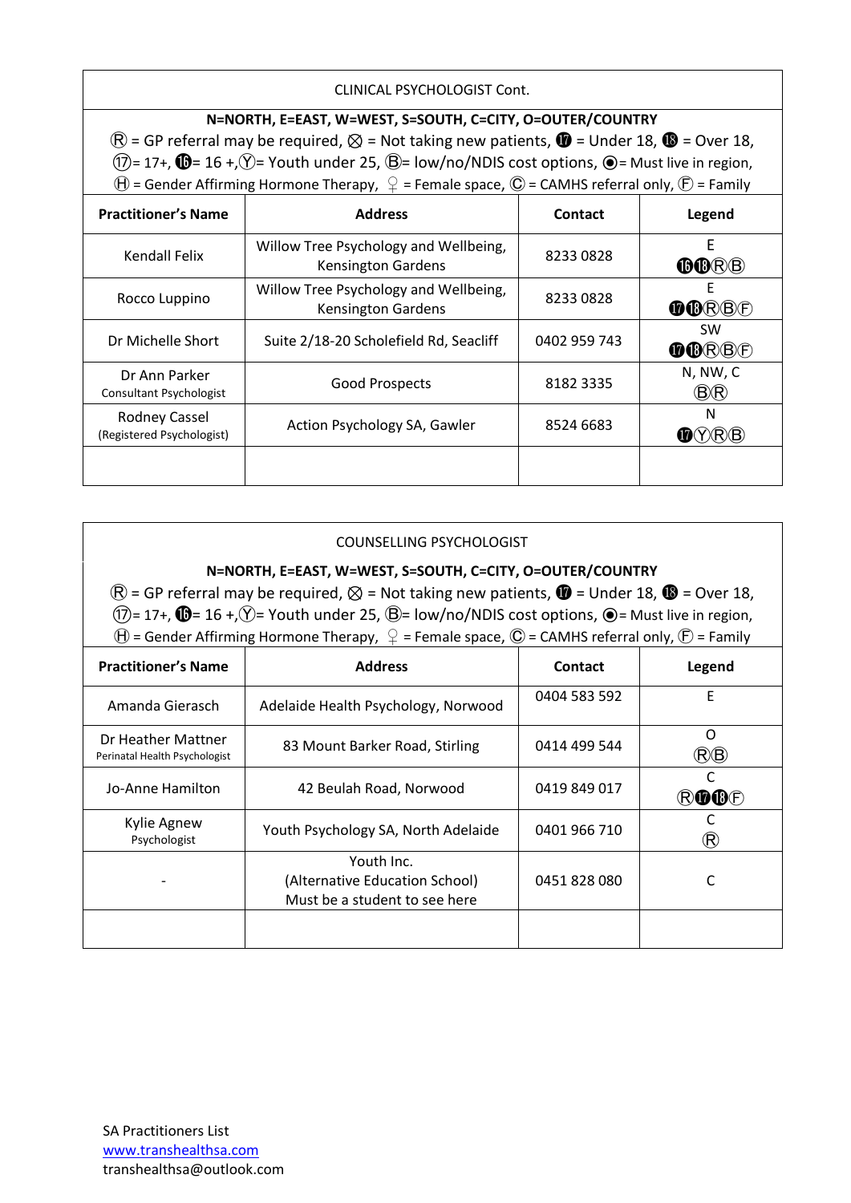| CLINICAL PSYCHOLOGIST Cont. | | | |
|---|---|---|---|
| **N=NORTH, E=EAST, W=WEST, S=SOUTH, C=CITY, O=OUTER/COUNTRY** Ⓡ = GP referral may be required, ⨂ = Not taking new patients, ⓱ = Under 18, ⓲ = Over 18, ⑰= 17+, ⓰= 16 +,Ⓨ= Youth under 25, Ⓑ= low/no/NDIS cost options, ◉= Must live in region, Ⓗ = Gender Affirming Hormone Therapy, ♀ = Female space, Ⓒ = CAMHS referral only, Ⓕ = Family | | | |
| **Practitioner's Name** | **Address** | **Contact** | **Legend** |
| Kendall Felix | Willow Tree Psychology and Wellbeing, Kensington Gardens | 8233 0828 | E ⓰⓲ⓇⒷ |
| Rocco Luppino | Willow Tree Psychology and Wellbeing, Kensington Gardens | 8233 0828 | E ⓱⓲ⓇⒷⒻ |
| Dr Michelle Short | Suite 2/18-20 Scholefield Rd, Seacliff | 0402 959 743 | SW ⓱⓲ⓇⒷⒻ |
| Dr Ann Parker Consultant Psychologist | Good Prospects | 8182 3335 | N, NW, C ⒷⓇ |
| Rodney Cassel (Registered Psychologist) | Action Psychology SA, Gawler | 8524 6683 | N ⓱ⓎⓇⒷ |
| | | | |

| COUNSELLING PSYCHOLOGIST | | | |
|---|---|---|---|
| **N=NORTH, E=EAST, W=WEST, S=SOUTH, C=CITY, O=OUTER/COUNTRY** Ⓡ = GP referral may be required, ⨂ = Not taking new patients, ⓱ = Under 18, ⓲ = Over 18, ⑰= 17+, ⓰= 16 +,Ⓨ= Youth under 25, Ⓑ= low/no/NDIS cost options, ◉= Must live in region, Ⓗ = Gender Affirming Hormone Therapy, ♀ = Female space, Ⓒ = CAMHS referral only, Ⓕ = Family | | | |
| **Practitioner's Name** | **Address** | **Contact** | **Legend** |
| Amanda Gierasch | Adelaide Health Psychology, Norwood | 0404 583 592 | E |
| Dr Heather Mattner Perinatal Health Psychologist | 83 Mount Barker Road, Stirling | 0414 499 544 | O ⓇⒷ |
| Jo-Anne Hamilton | 42 Beulah Road, Norwood | 0419 849 017 | C Ⓡ⓱⓲Ⓕ |
| Kylie Agnew Psychologist | Youth Psychology SA, North Adelaide | 0401 966 710 | C Ⓡ |
| - | Youth Inc. (Alternative Education School) Must be a student to see here | 0451 828 080 | C |
| | | | |

SA Practitioners List
www.transhealthsa.com
transhealthsa@outlook.com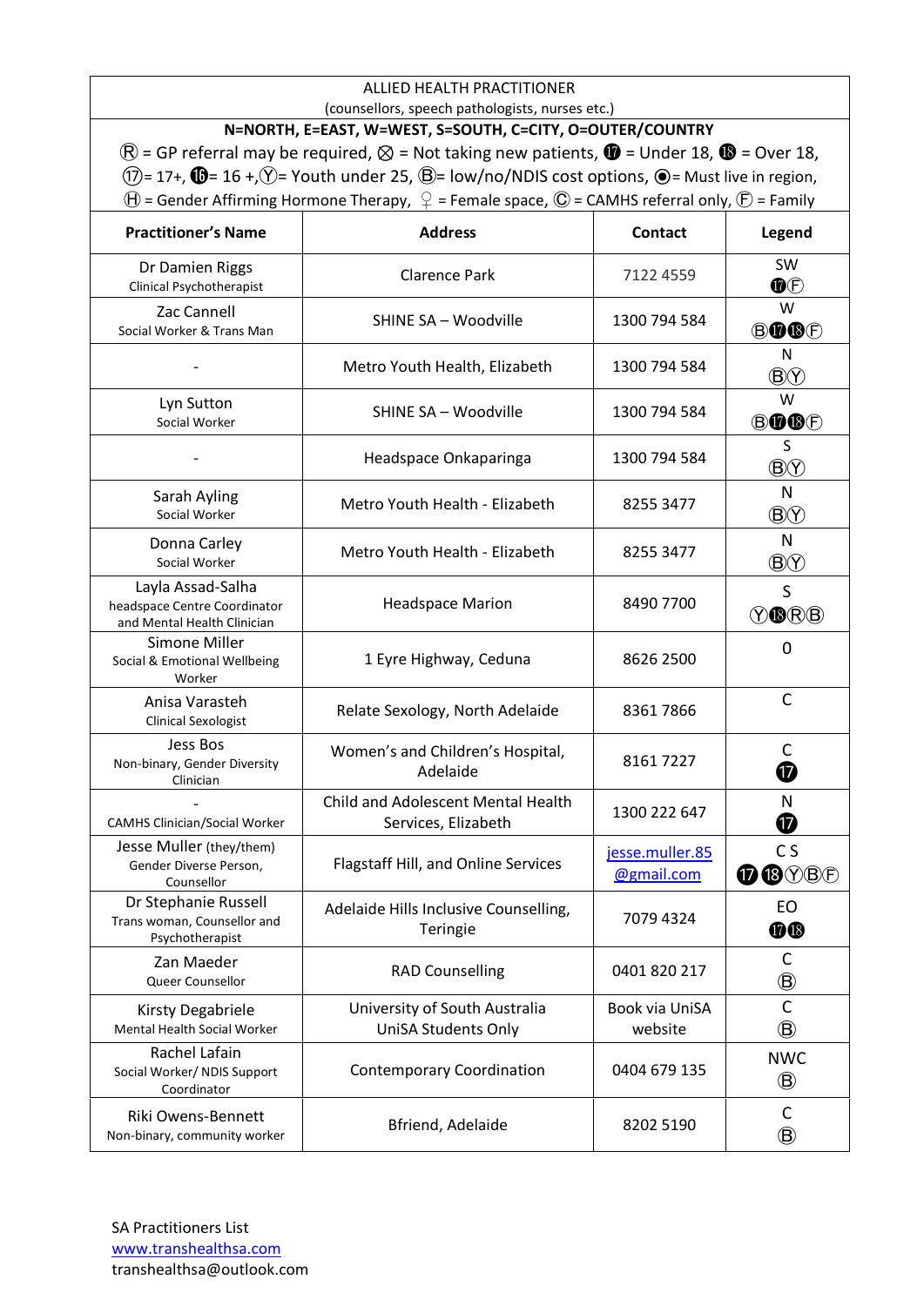| ALLIED HEALTH PRACTITIONER (counsellors, speech pathologists, nurses etc.) | | | |
|---|---|---|---|
| **N=NORTH, E=EAST, W=WEST, S=SOUTH, C=CITY, O=OUTER/COUNTRY** Ⓡ = GP referral may be required, ⨂ = Not taking new patients, ⓱ = Under 18, ⓲ = Over 18, ⑰= 17+, ⓰= 16 +,Ⓨ= Youth under 25, Ⓑ= low/no/NDIS cost options, ◉= Must live in region, Ⓗ = Gender Affirming Hormone Therapy, ♀ = Female space, Ⓒ = CAMHS referral only, Ⓕ = Family | | | |
| **Practitioner's Name** | **Address** | **Contact** | **Legend** |
| Dr Damien Riggs<br>Clinical Psychotherapist | Clarence Park | 7122 4559 | SW<br>⓱Ⓕ |
| Zac Cannell<br>Social Worker & Trans Man | SHINE SA – Woodville | 1300 794 584 | W<br>Ⓑ⓱⓲Ⓕ |
| - | Metro Youth Health, Elizabeth | 1300 794 584 | N<br>ⒷⓎ |
| Lyn Sutton<br>Social Worker | SHINE SA – Woodville | 1300 794 584 | W<br>Ⓑ⓱⓲Ⓕ |
| - | Headspace Onkaparinga | 1300 794 584 | S<br>ⒷⓎ |
| Sarah Ayling<br>Social Worker | Metro Youth Health - Elizabeth | 8255 3477 | N<br>ⒷⓎ |
| Donna Carley<br>Social Worker | Metro Youth Health - Elizabeth | 8255 3477 | N<br>ⒷⓎ |
| Layla Assad-Salha<br>headspace Centre Coordinator and Mental Health Clinician | Headspace Marion | 8490 7700 | S<br>Ⓨ⓲ⓇⒷ |
| Simone Miller<br>Social & Emotional Wellbeing Worker | 1 Eyre Highway, Ceduna | 8626 2500 | 0 |
| Anisa Varasteh<br>Clinical Sexologist | Relate Sexology, North Adelaide | 8361 7866 | C |
| Jess Bos<br>Non-binary, Gender Diversity Clinician | Women's and Children's Hospital, Adelaide | 8161 7227 | C<br>⓱ |
| -<br>CAMHS Clinician/Social Worker | Child and Adolescent Mental Health Services, Elizabeth | 1300 222 647 | N<br>⓱ |
| Jesse Muller (they/them)<br>Gender Diverse Person, Counsellor | Flagstaff Hill, and Online Services | jesse.muller.85@gmail.com | C S<br>⓱⓲ⓎⒷⒻ |
| Dr Stephanie Russell<br>Trans woman, Counsellor and Psychotherapist | Adelaide Hills Inclusive Counselling, Teringie | 7079 4324 | EO<br>⓱⓲ |
| Zan Maeder<br>Queer Counsellor | RAD Counselling | 0401 820 217 | C<br>Ⓑ |
| Kirsty Degabriele<br>Mental Health Social Worker | University of South Australia UniSA Students Only | Book via UniSA website | C<br>Ⓑ |
| Rachel Lafain<br>Social Worker/ NDIS Support Coordinator | Contemporary Coordination | 0404 679 135 | NWC<br>Ⓑ |
| Riki Owens-Bennett<br>Non-binary, community worker | Bfriend, Adelaide | 8202 5190 | C<br>Ⓑ |

SA Practitioners List
www.transhealthsa.com
transhealthsa@outlook.com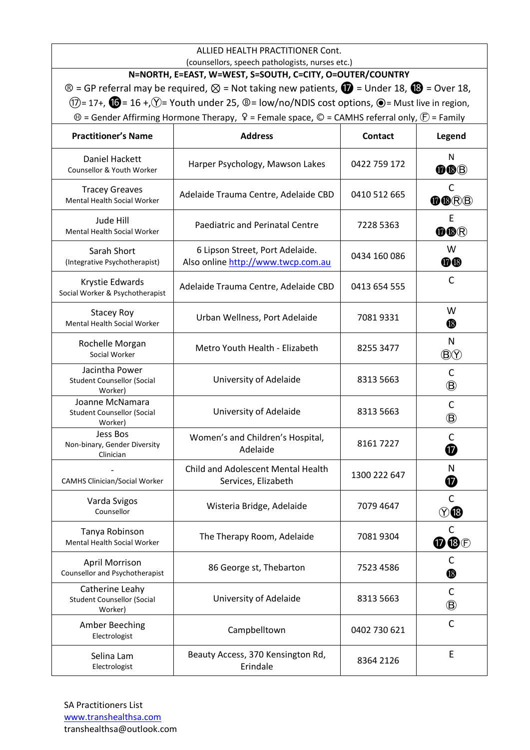ALLIED HEALTH PRACTITIONER Cont.
(counsellors, speech pathologists, nurses etc.)

**N=NORTH, E=EAST, W=WEST, S=SOUTH, C=CITY, O=OUTER/COUNTRY**

Ⓡ = GP referral may be required, ⊗ = Not taking new patients, ⓱ = Under 18, ⓲ = Over 18, ⑰= 17+, ⓰= 16 +,Ⓨ= Youth under 25, Ⓑ= low/no/NDIS cost options, ◉= Must live in region, Ⓗ = Gender Affirming Hormone Therapy, ♀ = Female space, © = CAMHS referral only, Ⓕ = Family

| Practitioner's Name | Address | Contact | Legend |
|---|---|---|---|
| Daniel Hackett<br>Counsellor & Youth Worker | Harper Psychology, Mawson Lakes | 0422 759 172 | N<br>⓱⓲Ⓑ |
| Tracey Greaves<br>Mental Health Social Worker | Adelaide Trauma Centre, Adelaide CBD | 0410 512 665 | C<br>⓱⓲ⓇⒷ |
| Jude Hill<br>Mental Health Social Worker | Paediatric and Perinatal Centre | 7228 5363 | E<br>⓱⓲Ⓡ |
| Sarah Short<br>(Integrative Psychotherapist) | 6 Lipson Street, Port Adelaide.<br>Also online http://www.twcp.com.au | 0434 160 086 | W<br>⓱⓲ |
| Krystie Edwards<br>Social Worker & Psychotherapist | Adelaide Trauma Centre, Adelaide CBD | 0413 654 555 | C |
| Stacey Roy<br>Mental Health Social Worker | Urban Wellness, Port Adelaide | 7081 9331 | W<br>⓲ |
| Rochelle Morgan<br>Social Worker | Metro Youth Health - Elizabeth | 8255 3477 | N<br>ⒷⓎ |
| Jacintha Power<br>Student Counsellor (Social Worker) | University of Adelaide | 8313 5663 | C<br>Ⓑ |
| Joanne McNamara<br>Student Counsellor (Social Worker) | University of Adelaide | 8313 5663 | C<br>Ⓑ |
| Jess Bos<br>Non-binary, Gender Diversity Clinician | Women's and Children's Hospital, Adelaide | 8161 7227 | C<br>⓱ |
| -<br>CAMHS Clinician/Social Worker | Child and Adolescent Mental Health Services, Elizabeth | 1300 222 647 | N<br>⓱ |
| Varda Svigos<br>Counsellor | Wisteria Bridge, Adelaide | 7079 4647 | C<br>Ⓨ⓲ |
| Tanya Robinson<br>Mental Health Social Worker | The Therapy Room, Adelaide | 7081 9304 | C<br>⓱⓲Ⓕ |
| April Morrison<br>Counsellor and Psychotherapist | 86 George st, Thebarton | 7523 4586 | C<br>⓲ |
| Catherine Leahy<br>Student Counsellor (Social Worker) | University of Adelaide | 8313 5663 | C<br>Ⓑ |
| Amber Beeching<br>Electrologist | Campbelltown | 0402 730 621 | C |
| Selina Lam<br>Electrologist | Beauty Access, 370 Kensington Rd, Erindale | 8364 2126 | E |

SA Practitioners List
www.transhealthsa.com
transhealthsa@outlook.com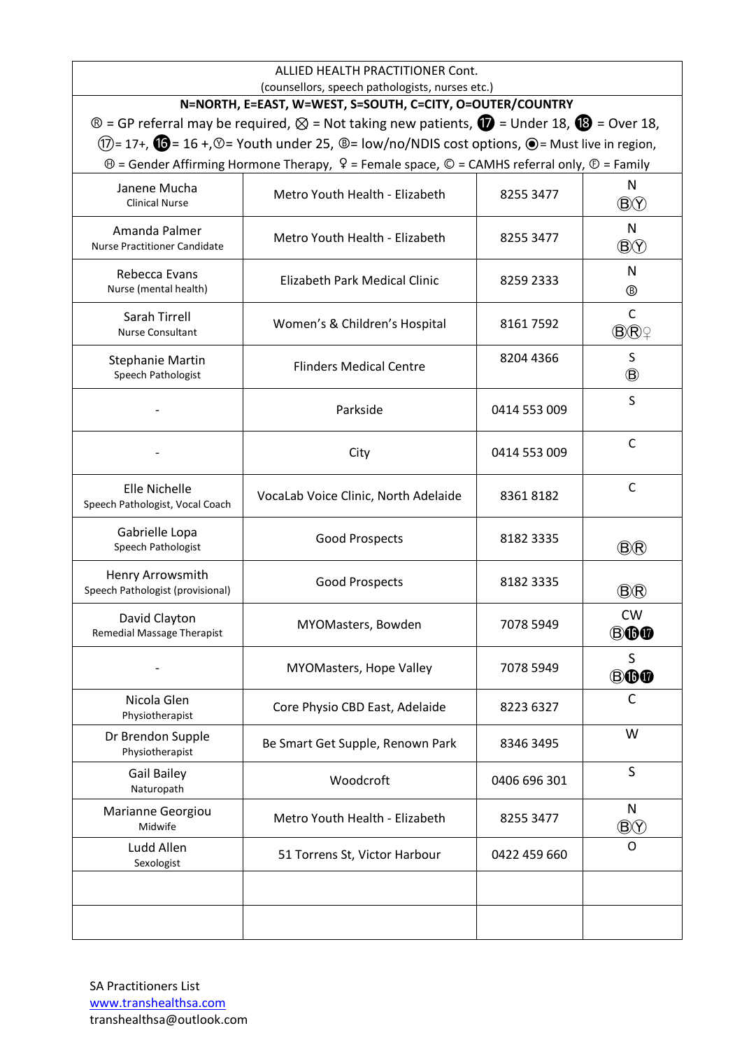| ALLIED HEALTH PRACTITIONER Cont. (counsellors, speech pathologists, nurses etc.) | | | |
|---|---|---|---|
| **N=NORTH, E=EAST, W=WEST, S=SOUTH, C=CITY, O=OUTER/COUNTRY** ® = GP referral may be required, ⊗ = Not taking new patients, ⓱ = Under 18, ⓲ = Over 18, ⑰= 17+, ⓰= 16 +,Ⓨ= Youth under 25, Ⓑ= low/no/NDIS cost options, ⦿= Must live in region, Ⓗ = Gender Affirming Hormone Therapy, ♀ = Female space, © = CAMHS referral only, Ⓕ = Family | | | |
| Janene Mucha<br>Clinical Nurse | Metro Youth Health - Elizabeth | 8255 3477 | N<br>ⒷⓎ |
| Amanda Palmer<br>Nurse Practitioner Candidate | Metro Youth Health - Elizabeth | 8255 3477 | N<br>ⒷⓎ |
| Rebecca Evans<br>Nurse (mental health) | Elizabeth Park Medical Clinic | 8259 2333 | N<br>Ⓑ |
| Sarah Tirrell<br>Nurse Consultant | Women's & Children's Hospital | 8161 7592 | C<br>ⒷⓇ♀ |
| Stephanie Martin<br>Speech Pathologist | Flinders Medical Centre | 8204 4366 | S<br>Ⓑ |
| - | Parkside | 0414 553 009 | S |
| - | City | 0414 553 009 | C |
| Elle Nichelle<br>Speech Pathologist, Vocal Coach | VocaLab Voice Clinic, North Adelaide | 8361 8182 | C |
| Gabrielle Lopa<br>Speech Pathologist | Good Prospects | 8182 3335 | ⒷⓇ |
| Henry Arrowsmith<br>Speech Pathologist (provisional) | Good Prospects | 8182 3335 | ⒷⓇ |
| David Clayton<br>Remedial Massage Therapist | MYOMasters, Bowden | 7078 5949 | CW<br>Ⓑ⓰⓱ |
| - | MYOMasters, Hope Valley | 7078 5949 | S<br>Ⓑ⓰⓱ |
| Nicola Glen<br>Physiotherapist | Core Physio CBD East, Adelaide | 8223 6327 | C |
| Dr Brendon Supple<br>Physiotherapist | Be Smart Get Supple, Renown Park | 8346 3495 | W |
| Gail Bailey<br>Naturopath | Woodcroft | 0406 696 301 | S |
| Marianne Georgiou<br>Midwife | Metro Youth Health - Elizabeth | 8255 3477 | N<br>ⒷⓎ |
| Ludd Allen<br>Sexologist | 51 Torrens St, Victor Harbour | 0422 459 660 | O |
| | | | |
| | | | |

SA Practitioners List
www.transhealthsa.com
transhealthsa@outlook.com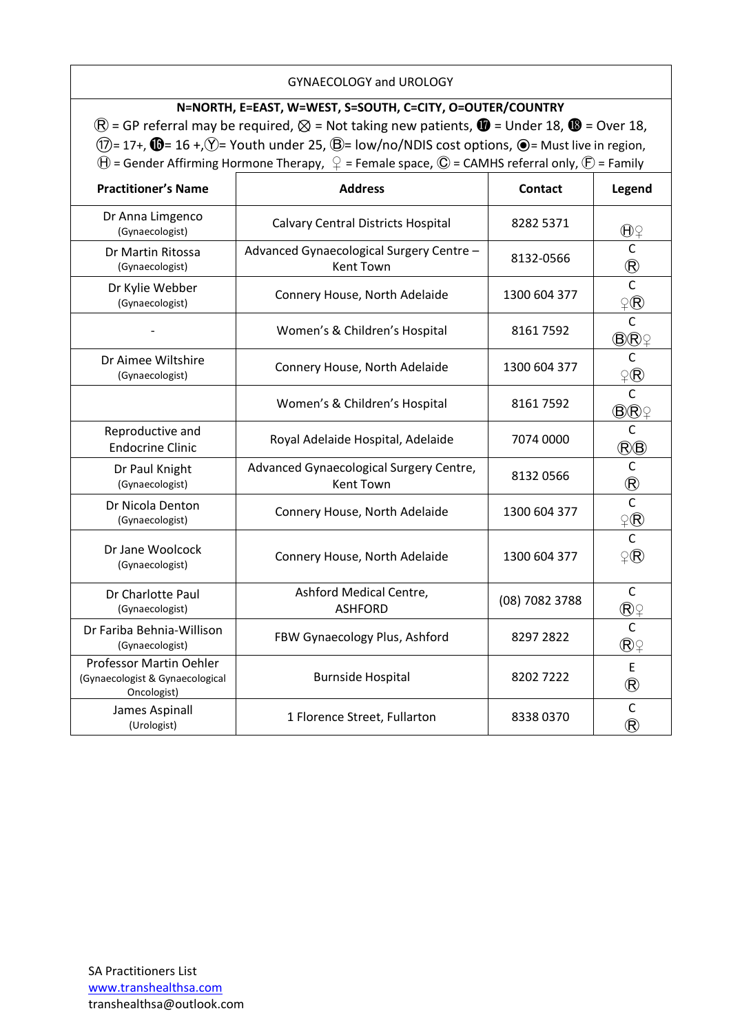| GYNAECOLOGY and UROLOGY | | | |
|---|---|---|---|
| **N=NORTH, E=EAST, W=WEST, S=SOUTH, C=CITY, O=OUTER/COUNTRY**<br>Ⓡ = GP referral may be required, ⊗ = Not taking new patients, ⓱ = Under 18, ⓲ = Over 18, ⑰= 17+, ⓰= 16 +,Ⓨ= Youth under 25, Ⓑ= low/no/NDIS cost options, ◉= Must live in region, Ⓗ = Gender Affirming Hormone Therapy, ♀ = Female space, Ⓒ = CAMHS referral only, Ⓕ = Family | | | |
| **Practitioner's Name** | **Address** | **Contact** | **Legend** |
| Dr Anna Limgenco (Gynaecologist) | Calvary Central Districts Hospital | 8282 5371 | Ⓗ♀ |
| Dr Martin Ritossa (Gynaecologist) | Advanced Gynaecological Surgery Centre – Kent Town | 8132-0566 | C Ⓡ |
| Dr Kylie Webber (Gynaecologist) | Connery House, North Adelaide | 1300 604 377 | C ♀Ⓡ |
| - | Women's & Children's Hospital | 8161 7592 | C ⒷⓇ♀ |
| Dr Aimee Wiltshire (Gynaecologist) | Connery House, North Adelaide | 1300 604 377 | C ♀Ⓡ |
| | Women's & Children's Hospital | 8161 7592 | C ⒷⓇ♀ |
| Reproductive and Endocrine Clinic | Royal Adelaide Hospital, Adelaide | 7074 0000 | C ⓇⒷ |
| Dr Paul Knight (Gynaecologist) | Advanced Gynaecological Surgery Centre, Kent Town | 8132 0566 | C Ⓡ |
| Dr Nicola Denton (Gynaecologist) | Connery House, North Adelaide | 1300 604 377 | C ♀Ⓡ |
| Dr Jane Woolcock (Gynaecologist) | Connery House, North Adelaide | 1300 604 377 | C ♀Ⓡ |
| Dr Charlotte Paul (Gynaecologist) | Ashford Medical Centre, ASHFORD | (08) 7082 3788 | C Ⓡ♀ |
| Dr Fariba Behnia-Willison (Gynaecologist) | FBW Gynaecology Plus, Ashford | 8297 2822 | C Ⓡ♀ |
| Professor Martin Oehler (Gynaecologist & Gynaecological Oncologist) | Burnside Hospital | 8202 7222 | E Ⓡ |
| James Aspinall (Urologist) | 1 Florence Street, Fullarton | 8338 0370 | C Ⓡ |

SA Practitioners List
www.transhealthsa.com
transhealthsa@outlook.com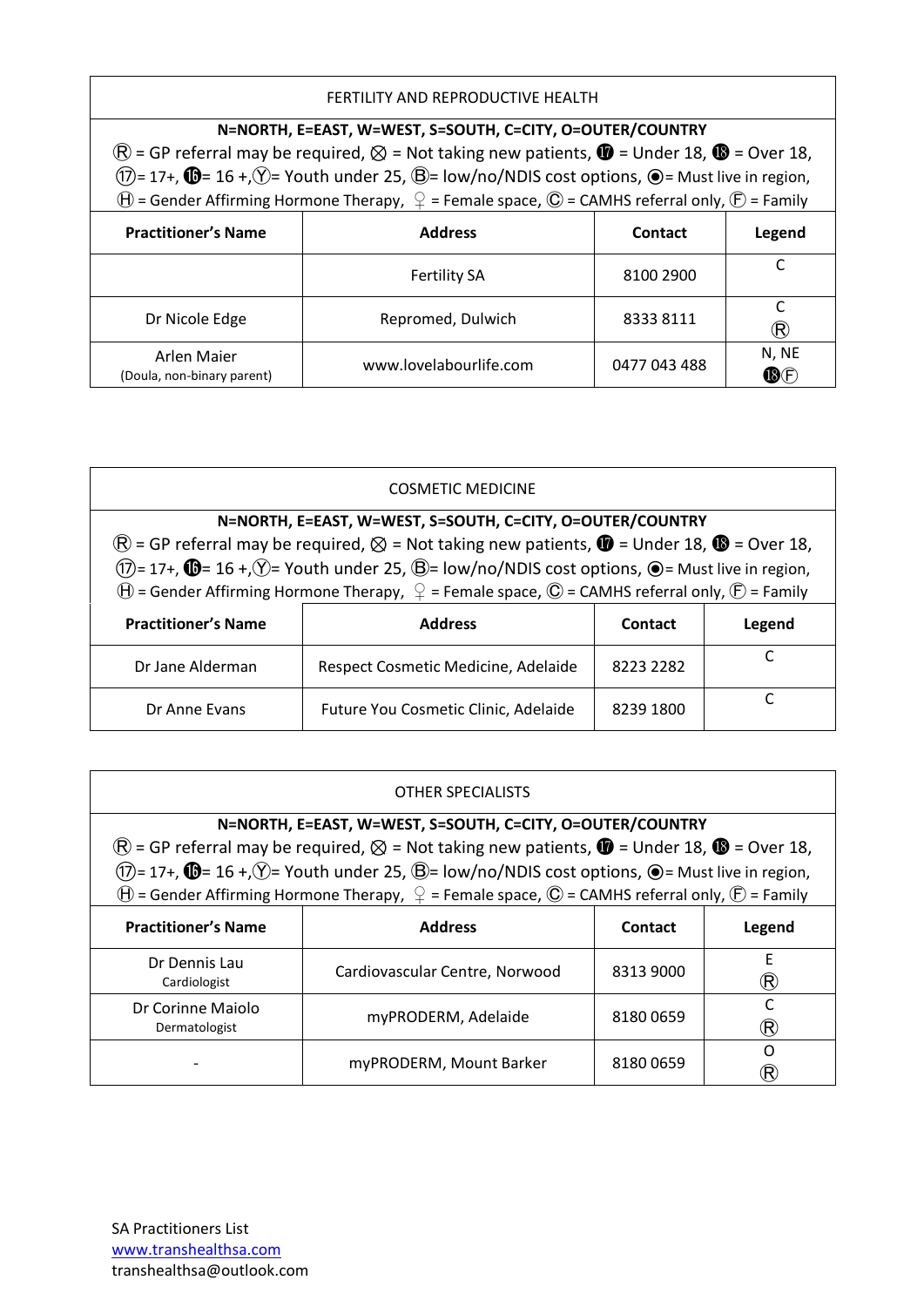| FERTILITY AND REPRODUCTIVE HEALTH | | | |
|---|---|---|---|
| **N=NORTH, E=EAST, W=WEST, S=SOUTH, C=CITY, O=OUTER/COUNTRY** Ⓡ = GP referral may be required, ⨂ = Not taking new patients, ⓱ = Under 18, ⓲ = Over 18, ⑰= 17+, ⓰= 16 +,Ⓨ= Youth under 25, Ⓑ= low/no/NDIS cost options, ◉= Must live in region, Ⓗ = Gender Affirming Hormone Therapy, ♀ = Female space, Ⓒ = CAMHS referral only, Ⓕ = Family | | | |
| **Practitioner's Name** | **Address** | **Contact** | **Legend** |
| | Fertility SA | 8100 2900 | C |
| Dr Nicole Edge | Repromed, Dulwich | 8333 8111 | C Ⓡ |
| Arlen Maier (Doula, non-binary parent) | www.lovelabourlife.com | 0477 043 488 | N, NE ⓲Ⓕ |

| COSMETIC MEDICINE | | | |
|---|---|---|---|
| **N=NORTH, E=EAST, W=WEST, S=SOUTH, C=CITY, O=OUTER/COUNTRY** Ⓡ = GP referral may be required, ⨂ = Not taking new patients, ⓱ = Under 18, ⓲ = Over 18, ⑰= 17+, ⓰= 16 +,Ⓨ= Youth under 25, Ⓑ= low/no/NDIS cost options, ◉= Must live in region, Ⓗ = Gender Affirming Hormone Therapy, ♀ = Female space, Ⓒ = CAMHS referral only, Ⓕ = Family | | | |
| **Practitioner's Name** | **Address** | **Contact** | **Legend** |
| Dr Jane Alderman | Respect Cosmetic Medicine, Adelaide | 8223 2282 | C |
| Dr Anne Evans | Future You Cosmetic Clinic, Adelaide | 8239 1800 | C |

| OTHER SPECIALISTS | | | |
|---|---|---|---|
| **N=NORTH, E=EAST, W=WEST, S=SOUTH, C=CITY, O=OUTER/COUNTRY** Ⓡ = GP referral may be required, ⨂ = Not taking new patients, ⓱ = Under 18, ⓲ = Over 18, ⑰= 17+, ⓰= 16 +,Ⓨ= Youth under 25, Ⓑ= low/no/NDIS cost options, ◉= Must live in region, Ⓗ = Gender Affirming Hormone Therapy, ♀ = Female space, Ⓒ = CAMHS referral only, Ⓕ = Family | | | |
| **Practitioner's Name** | **Address** | **Contact** | **Legend** |
| Dr Dennis Lau Cardiologist | Cardiovascular Centre, Norwood | 8313 9000 | E Ⓡ |
| Dr Corinne Maiolo Dermatologist | myPRODERM, Adelaide | 8180 0659 | C Ⓡ |
| - | myPRODERM, Mount Barker | 8180 0659 | O Ⓡ |

SA Practitioners List
www.transhealthsa.com
transhealthsa@outlook.com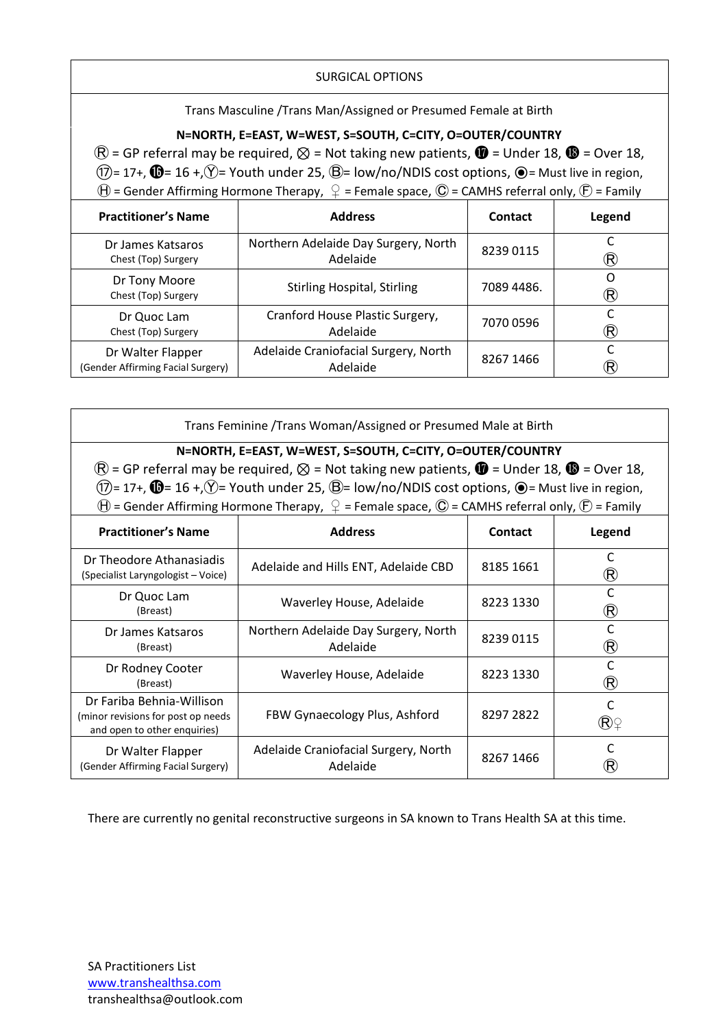# SURGICAL OPTIONS

## Trans Masculine /Trans Man/Assigned or Presumed Female at Birth

**N=NORTH, E=EAST, W=WEST, S=SOUTH, C=CITY, O=OUTER/COUNTRY**

Ⓡ = GP referral may be required, ⊗ = Not taking new patients, ⓱ = Under 18, ⓲ = Over 18, ⑰= 17+, ⓰= 16 +,Ⓨ= Youth under 25, Ⓑ= low/no/NDIS cost options, ◉= Must live in region, Ⓗ = Gender Affirming Hormone Therapy, ♀ = Female space, Ⓒ = CAMHS referral only, Ⓕ = Family

| Practitioner's Name | Address | Contact | Legend |
|---|---|---|---|
| Dr James Katsaros<br>Chest (Top) Surgery | Northern Adelaide Day Surgery, North Adelaide | 8239 0115 | C<br>Ⓡ |
| Dr Tony Moore<br>Chest (Top) Surgery | Stirling Hospital, Stirling | 7089 4486. | O<br>Ⓡ |
| Dr Quoc Lam<br>Chest (Top) Surgery | Cranford House Plastic Surgery, Adelaide | 7070 0596 | C<br>Ⓡ |
| Dr Walter Flapper<br>(Gender Affirming Facial Surgery) | Adelaide Craniofacial Surgery, North Adelaide | 8267 1466 | C<br>Ⓡ |

## Trans Feminine /Trans Woman/Assigned or Presumed Male at Birth

**N=NORTH, E=EAST, W=WEST, S=SOUTH, C=CITY, O=OUTER/COUNTRY**

Ⓡ = GP referral may be required, ⊗ = Not taking new patients, ⓱ = Under 18, ⓲ = Over 18, ⑰= 17+, ⓰= 16 +,Ⓨ= Youth under 25, Ⓑ= low/no/NDIS cost options, ◉= Must live in region, Ⓗ = Gender Affirming Hormone Therapy, ♀ = Female space, Ⓒ = CAMHS referral only, Ⓕ = Family

| Practitioner's Name | Address | Contact | Legend |
|---|---|---|---|
| Dr Theodore Athanasiadis<br>(Specialist Laryngologist – Voice) | Adelaide and Hills ENT, Adelaide CBD | 8185 1661 | C<br>Ⓡ |
| Dr Quoc Lam<br>(Breast) | Waverley House, Adelaide | 8223 1330 | C<br>Ⓡ |
| Dr James Katsaros<br>(Breast) | Northern Adelaide Day Surgery, North Adelaide | 8239 0115 | C<br>Ⓡ |
| Dr Rodney Cooter<br>(Breast) | Waverley House, Adelaide | 8223 1330 | C<br>Ⓡ |
| Dr Fariba Behnia-Willison<br>(minor revisions for post op needs and open to other enquiries) | FBW Gynaecology Plus, Ashford | 8297 2822 | C<br>Ⓡ♀ |
| Dr Walter Flapper<br>(Gender Affirming Facial Surgery) | Adelaide Craniofacial Surgery, North Adelaide | 8267 1466 | C<br>Ⓡ |

There are currently no genital reconstructive surgeons in SA known to Trans Health SA at this time.

SA Practitioners List
www.transhealthsa.com
transhealthsa@outlook.com